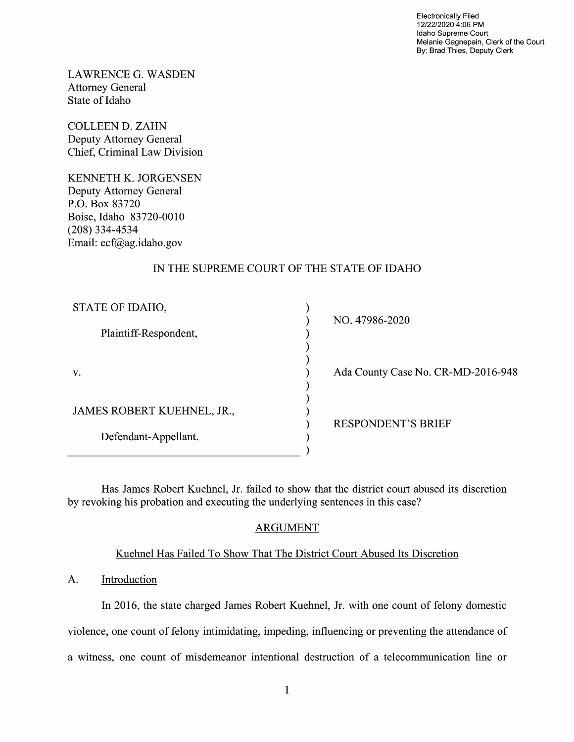Electronically Filed
12/22/2020 4:06 PM
Idaho Supreme Court
Melanie Gagnepain, Clerk of the Court
By: Brad Thies, Deputy Clerk

LAWRENCE G. WASDEN
Attorney General
State of Idaho

COLLEEN D. ZAHN
Deputy Attorney General
Chief, Criminal Law Division

KENNETH K. JORGENSEN
Deputy Attorney General
P.O. Box 83720
Boise, Idaho 83720-0010
(208) 334-4534
Email: ecf@ag.idaho.gov

IN THE SUPREME COURT OF THE STATE OF IDAHO

| | | |
|---|---|---|
| STATE OF IDAHO, | ) | NO. 47986-2020 |
| Plaintiff-Respondent, | ) | |
| v. | ) | Ada County Case No. CR-MD-2016-948 |
| JAMES ROBERT KUEHNEL, JR., | ) | RESPONDENT'S BRIEF |
| Defendant-Appellant. | ) | |

Has James Robert Kuehnel, Jr. failed to show that the district court abused its discretion by revoking his probation and executing the underlying sentences in this case?

## ARGUMENT

### Kuehnel Has Failed To Show That The District Court Abused Its Discretion

A. Introduction

In 2016, the state charged James Robert Kuehnel, Jr. with one count of felony domestic violence, one count of felony intimidating, impeding, influencing or preventing the attendance of a witness, one count of misdemeanor intentional destruction of a telecommunication line or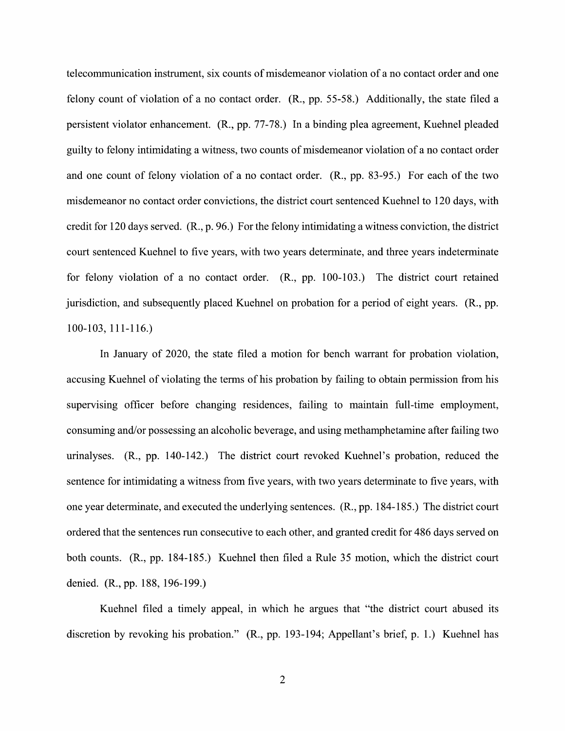telecommunication instrument, six counts of misdemeanor violation of a no contact order and one felony count of violation of a no contact order. (R., pp. 55-58.) Additionally, the state filed a persistent violator enhancement. (R., pp. 77-78.) In a binding plea agreement, Kuehnel pleaded guilty to felony intimidating a witness, two counts of misdemeanor violation of a no contact order and one count of felony violation of a no contact order. (R., pp. 83-95.) For each of the two misdemeanor no contact order convictions, the district court sentenced Kuehnel to 120 days, with credit for 120 days served. (R., p. 96.) For the felony intimidating a witness conviction, the district court sentenced Kuehnel to five years, with two years determinate, and three years indeterminate for felony violation of a no contact order. (R., pp. 100-103.) The district court retained jurisdiction, and subsequently placed Kuehnel on probation for a period of eight years. (R., pp. 100-103, 111-116.)

In January of 2020, the state filed a motion for bench warrant for probation violation, accusing Kuehnel of violating the terms of his probation by failing to obtain permission from his supervising officer before changing residences, failing to maintain full-time employment, consuming and/or possessing an alcoholic beverage, and using methamphetamine after failing two urinalyses. (R., pp. 140-142.) The district court revoked Kuehnel's probation, reduced the sentence for intimidating a witness from five years, with two years determinate to five years, with one year determinate, and executed the underlying sentences. (R., pp. 184-185.) The district court ordered that the sentences run consecutive to each other, and granted credit for 486 days served on both counts. (R., pp. 184-185.) Kuehnel then filed a Rule 35 motion, which the district court denied. (R., pp. 188, 196-199.)

Kuehnel filed a timely appeal, in which he argues that "the district court abused its discretion by revoking his probation." (R., pp. 193-194; Appellant's brief, p. 1.) Kuehnel has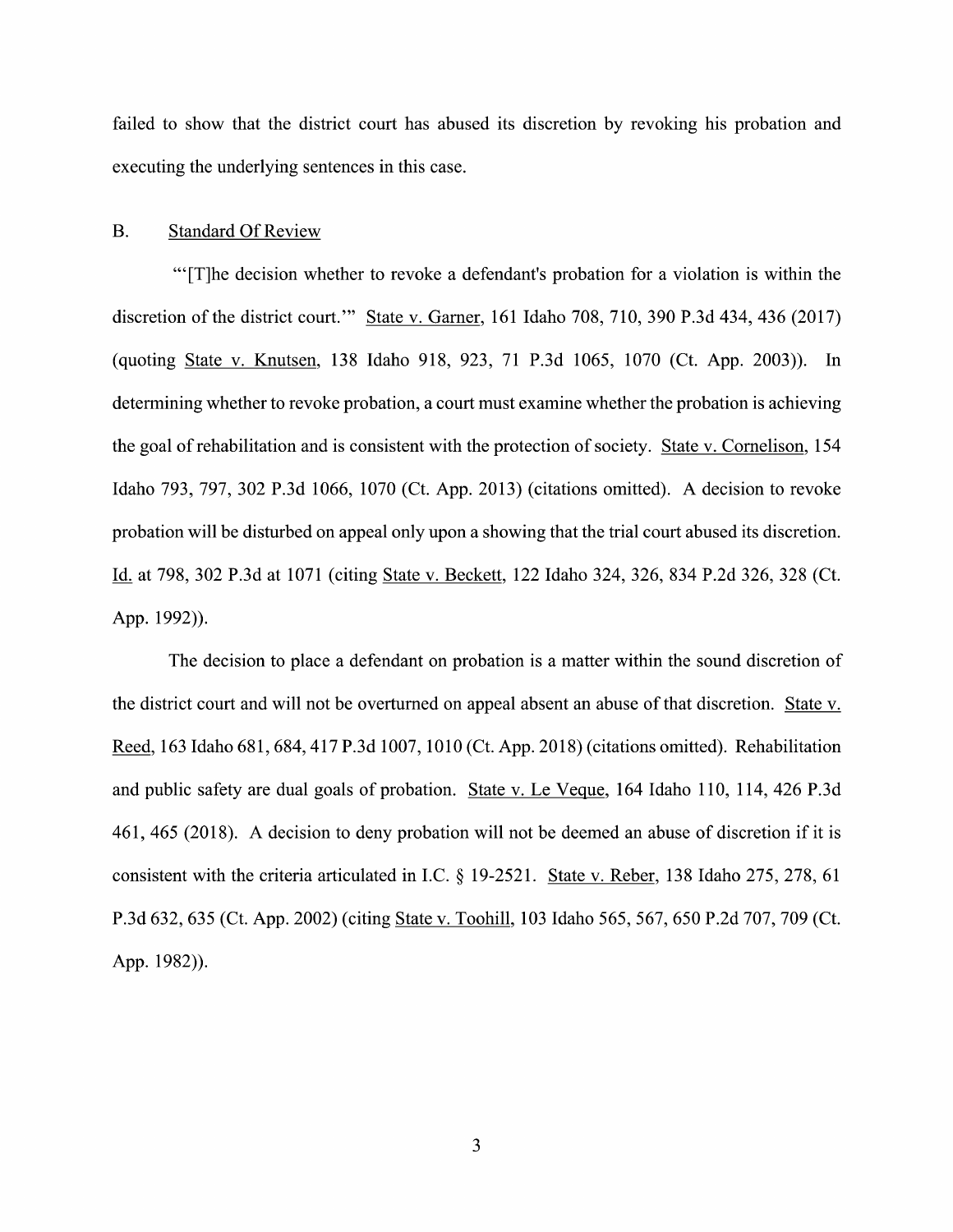failed to show that the district court has abused its discretion by revoking his probation and executing the underlying sentences in this case.

## B. Standard Of Review

"'[T]he decision whether to revoke a defendant's probation for a violation is within the discretion of the district court.'" State v. Garner, 161 Idaho 708, 710, 390 P.3d 434, 436 (2017) (quoting State v. Knutsen, 138 Idaho 918, 923, 71 P.3d 1065, 1070 (Ct. App. 2003)). In determining whether to revoke probation, a court must examine whether the probation is achieving the goal of rehabilitation and is consistent with the protection of society. State v. Cornelison, 154 Idaho 793, 797, 302 P.3d 1066, 1070 (Ct. App. 2013) (citations omitted). A decision to revoke probation will be disturbed on appeal only upon a showing that the trial court abused its discretion. Id. at 798, 302 P.3d at 1071 (citing State v. Beckett, 122 Idaho 324, 326, 834 P.2d 326, 328 (Ct. App. 1992)).

The decision to place a defendant on probation is a matter within the sound discretion of the district court and will not be overturned on appeal absent an abuse of that discretion. State v. Reed, 163 Idaho 681, 684, 417 P.3d 1007, 1010 (Ct. App. 2018) (citations omitted). Rehabilitation and public safety are dual goals of probation. State v. Le Veque, 164 Idaho 110, 114, 426 P.3d 461, 465 (2018). A decision to deny probation will not be deemed an abuse of discretion if it is consistent with the criteria articulated in I.C. § 19-2521. State v. Reber, 138 Idaho 275, 278, 61 P.3d 632, 635 (Ct. App. 2002) (citing State v. Toohill, 103 Idaho 565, 567, 650 P.2d 707, 709 (Ct. App. 1982)).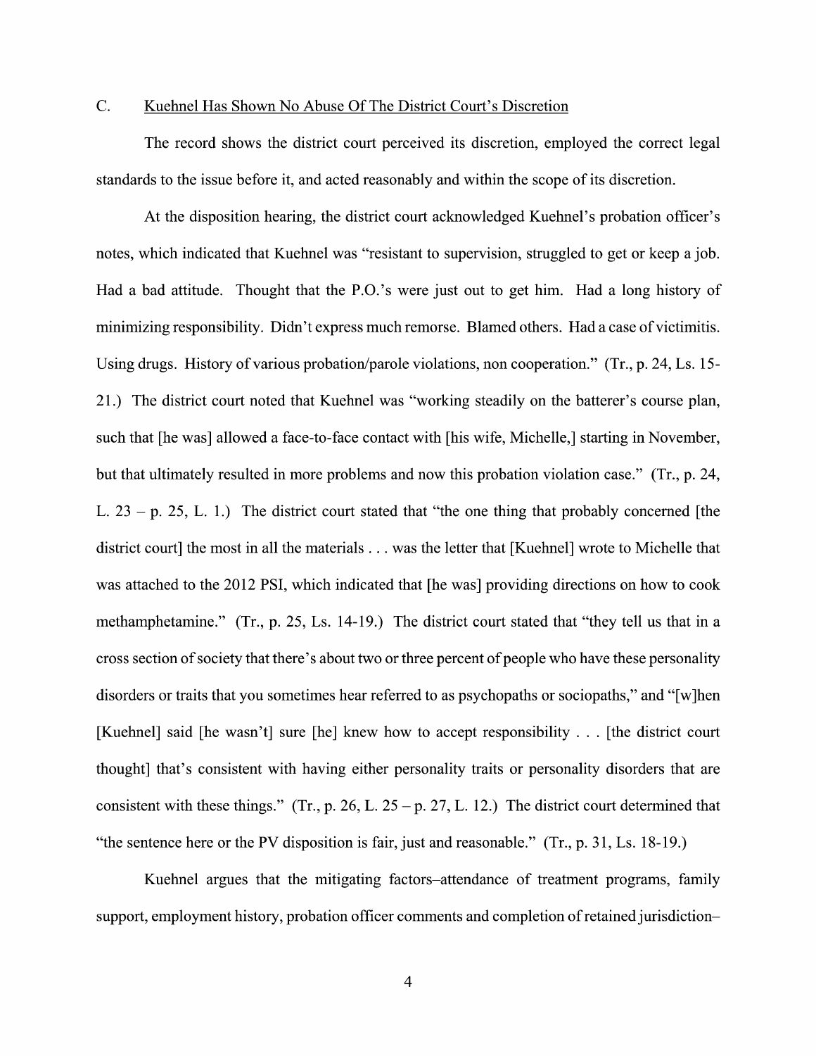### C. Kuehnel Has Shown No Abuse Of The District Court's Discretion

The record shows the district court perceived its discretion, employed the correct legal standards to the issue before it, and acted reasonably and within the scope of its discretion.

At the disposition hearing, the district court acknowledged Kuehnel's probation officer's notes, which indicated that Kuehnel was "resistant to supervision, struggled to get or keep a job. Had a bad attitude. Thought that the P.O.'s were just out to get him. Had a long history of minimizing responsibility. Didn't express much remorse. Blamed others. Had a case of victimitis. Using drugs. History of various probation/parole violations, non cooperation." (Tr., p. 24, Ls. 15-21.) The district court noted that Kuehnel was "working steadily on the batterer's course plan, such that [he was] allowed a face-to-face contact with [his wife, Michelle,] starting in November, but that ultimately resulted in more problems and now this probation violation case." (Tr., p. 24, L. 23 – p. 25, L. 1.) The district court stated that "the one thing that probably concerned [the district court] the most in all the materials . . . was the letter that [Kuehnel] wrote to Michelle that was attached to the 2012 PSI, which indicated that [he was] providing directions on how to cook methamphetamine." (Tr., p. 25, Ls. 14-19.) The district court stated that "they tell us that in a cross section of society that there's about two or three percent of people who have these personality disorders or traits that you sometimes hear referred to as psychopaths or sociopaths," and "[w]hen [Kuehnel] said [he wasn't] sure [he] knew how to accept responsibility . . . [the district court thought] that's consistent with having either personality traits or personality disorders that are consistent with these things." (Tr., p. 26, L. 25 – p. 27, L. 12.) The district court determined that "the sentence here or the PV disposition is fair, just and reasonable." (Tr., p. 31, Ls. 18-19.)

Kuehnel argues that the mitigating factors–attendance of treatment programs, family support, employment history, probation officer comments and completion of retained jurisdiction–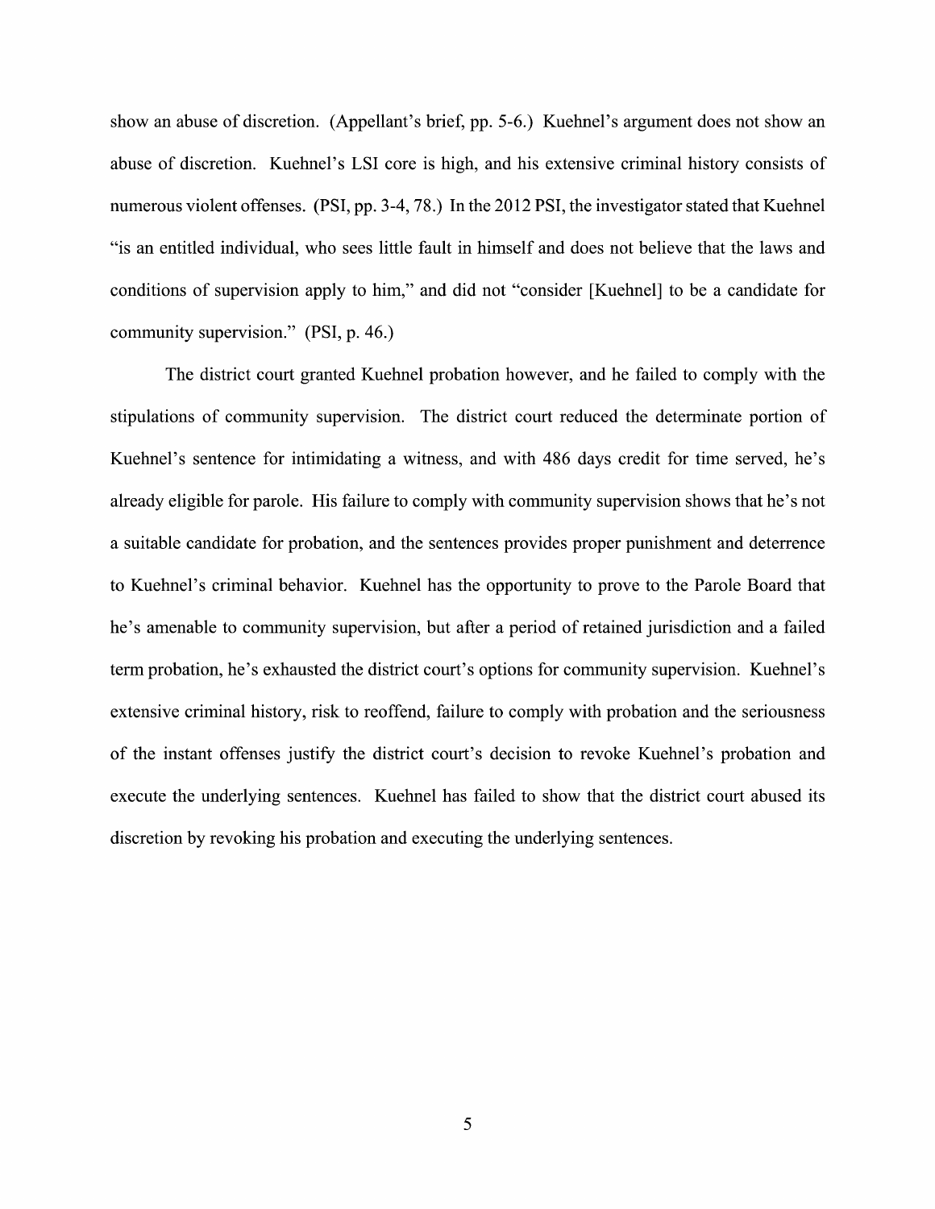show an abuse of discretion. (Appellant's brief, pp. 5-6.) Kuehnel's argument does not show an abuse of discretion. Kuehnel's LSI core is high, and his extensive criminal history consists of numerous violent offenses. (PSI, pp. 3-4, 78.) In the 2012 PSI, the investigator stated that Kuehnel "is an entitled individual, who sees little fault in himself and does not believe that the laws and conditions of supervision apply to him," and did not "consider [Kuehnel] to be a candidate for community supervision." (PSI, p. 46.)

The district court granted Kuehnel probation however, and he failed to comply with the stipulations of community supervision. The district court reduced the determinate portion of Kuehnel's sentence for intimidating a witness, and with 486 days credit for time served, he's already eligible for parole. His failure to comply with community supervision shows that he's not a suitable candidate for probation, and the sentences provides proper punishment and deterrence to Kuehnel's criminal behavior. Kuehnel has the opportunity to prove to the Parole Board that he's amenable to community supervision, but after a period of retained jurisdiction and a failed term probation, he's exhausted the district court's options for community supervision. Kuehnel's extensive criminal history, risk to reoffend, failure to comply with probation and the seriousness of the instant offenses justify the district court's decision to revoke Kuehnel's probation and execute the underlying sentences. Kuehnel has failed to show that the district court abused its discretion by revoking his probation and executing the underlying sentences.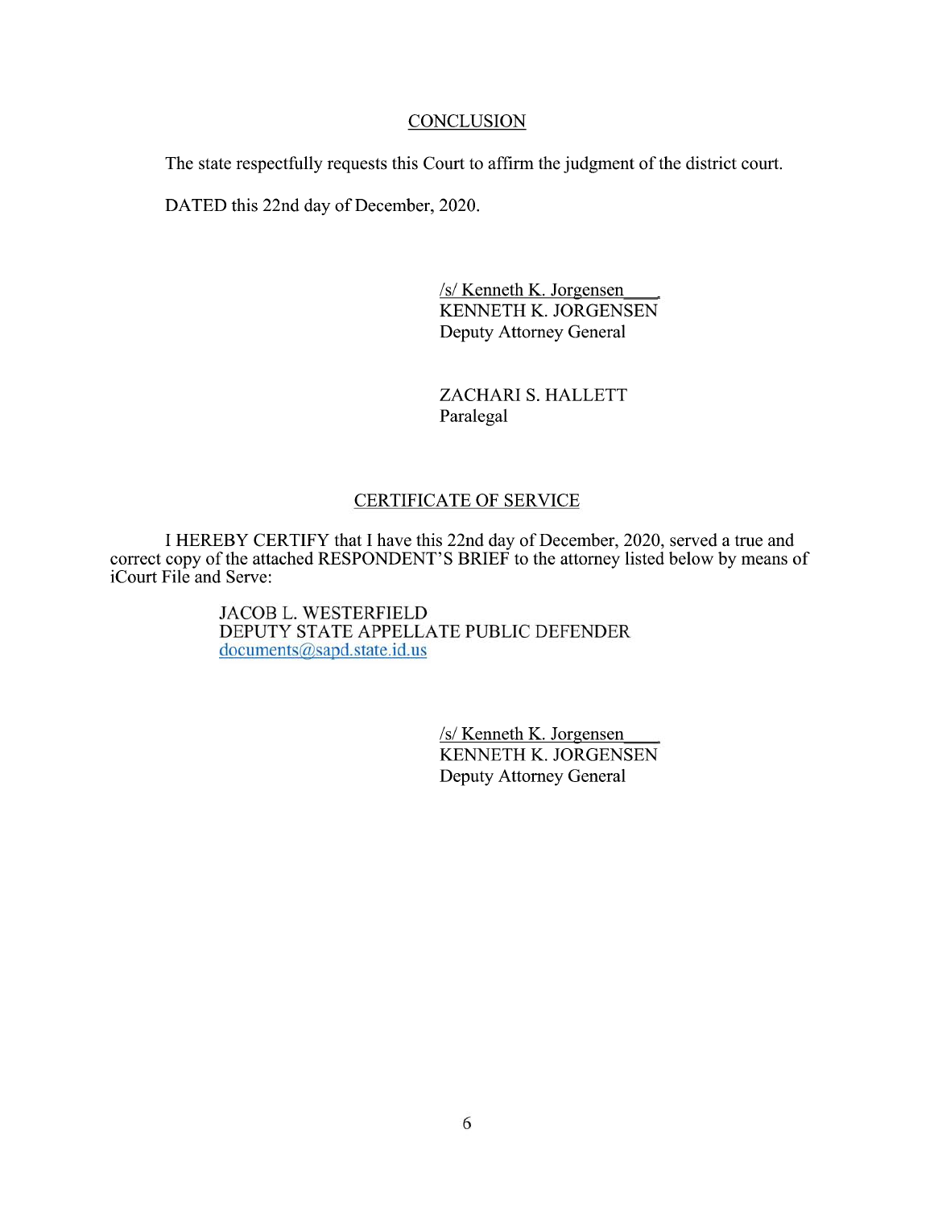## CONCLUSION

The state respectfully requests this Court to affirm the judgment of the district court.

DATED this 22nd day of December, 2020.

/s/ Kenneth K. Jorgensen
KENNETH K. JORGENSEN
Deputy Attorney General

ZACHARI S. HALLETT
Paralegal

## CERTIFICATE OF SERVICE

I HEREBY CERTIFY that I have this 22nd day of December, 2020, served a true and correct copy of the attached RESPONDENT'S BRIEF to the attorney listed below by means of iCourt File and Serve:

JACOB L. WESTERFIELD
DEPUTY STATE APPELLATE PUBLIC DEFENDER
documents@sapd.state.id.us

/s/ Kenneth K. Jorgensen
KENNETH K. JORGENSEN
Deputy Attorney General